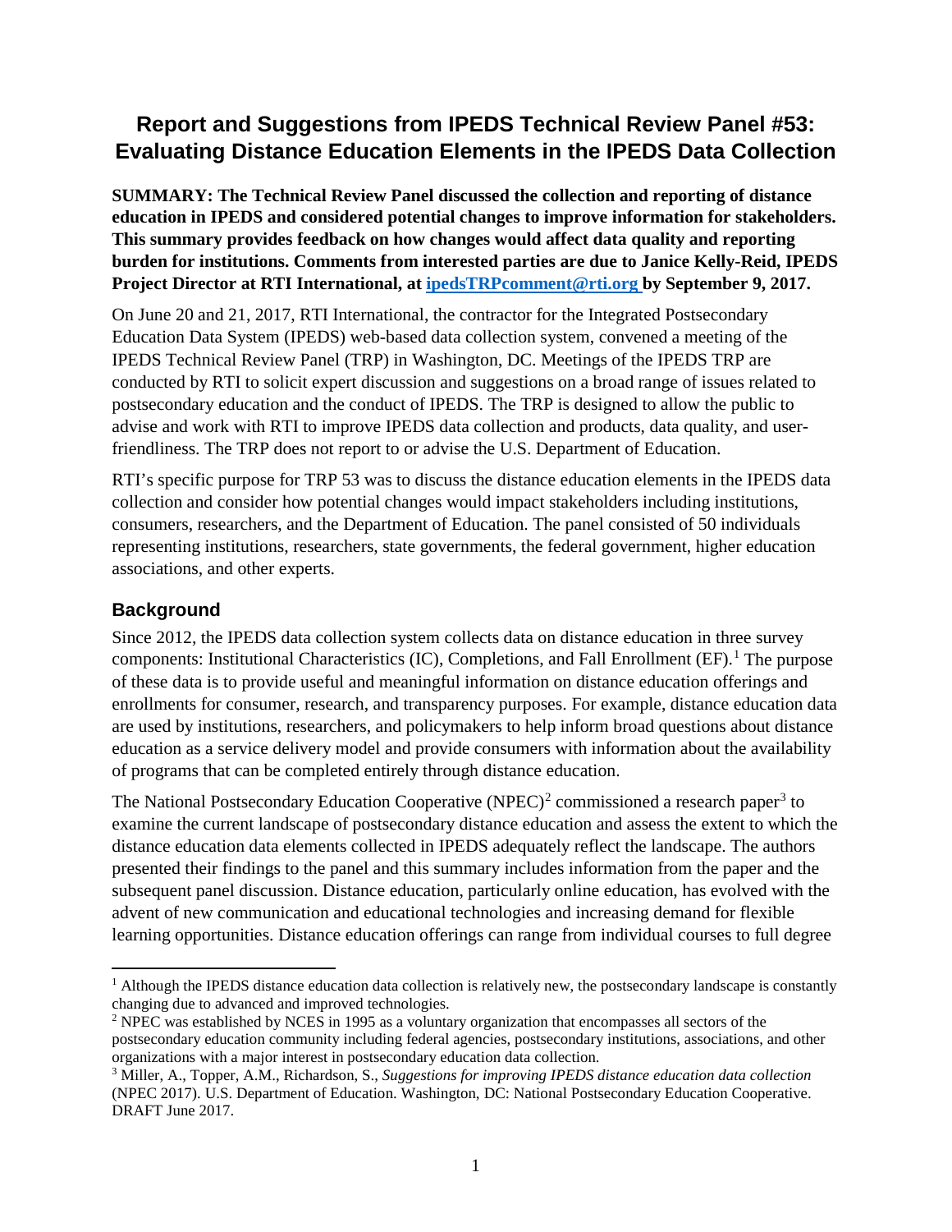# Report and Suggestions from IPEDS Technical Review Panel #53: Evaluating Distance Education Elements in the IPEDS Data Collection

**SUMMARY: The Technical Review Panel discussed the collection and reporting of distance education in IPEDS and considered potential changes to improve information for stakeholders. This summary provides feedback on how changes would affect data quality and reporting burden for institutions. Comments from interested parties are due to Janice Kelly-Reid, IPEDS Project Director at RTI International, at [ipedsTRPcomment@rti.org](mailto:ipedsTRPcomment@rti.org) by September 9, 2017.**

On June 20 and 21, 2017, RTI International, the contractor for the Integrated Postsecondary Education Data System (IPEDS) web-based data collection system, convened a meeting of the IPEDS Technical Review Panel (TRP) in Washington, DC. Meetings of the IPEDS TRP are conducted by RTI to solicit expert discussion and suggestions on a broad range of issues related to postsecondary education and the conduct of IPEDS. The TRP is designed to allow the public to advise and work with RTI to improve IPEDS data collection and products, data quality, and user-friendliness. The TRP does not report to or advise the U.S. Department of Education.

RTI's specific purpose for TRP 53 was to discuss the distance education elements in the IPEDS data collection and consider how potential changes would impact stakeholders including institutions, consumers, researchers, and the Department of Education. The panel consisted of 50 individuals representing institutions, researchers, state governments, the federal government, higher education associations, and other experts.

## Background

Since 2012, the IPEDS data collection system collects data on distance education in three survey components: Institutional Characteristics (IC), Completions, and Fall Enrollment (EF).[1] The purpose of these data is to provide useful and meaningful information on distance education offerings and enrollments for consumer, research, and transparency purposes. For example, distance education data are used by institutions, researchers, and policymakers to help inform broad questions about distance education as a service delivery model and provide consumers with information about the availability of programs that can be completed entirely through distance education.

The National Postsecondary Education Cooperative (NPEC)[2] commissioned a research paper[3] to examine the current landscape of postsecondary distance education and assess the extent to which the distance education data elements collected in IPEDS adequately reflect the landscape. The authors presented their findings to the panel and this summary includes information from the paper and the subsequent panel discussion. Distance education, particularly online education, has evolved with the advent of new communication and educational technologies and increasing demand for flexible learning opportunities. Distance education offerings can range from individual courses to full degree

---

[1] Although the IPEDS distance education data collection is relatively new, the postsecondary landscape is constantly changing due to advanced and improved technologies.

[2] NPEC was established by NCES in 1995 as a voluntary organization that encompasses all sectors of the postsecondary education community including federal agencies, postsecondary institutions, associations, and other organizations with a major interest in postsecondary education data collection.

[3] Miller, A., Topper, A.M., Richardson, S., *Suggestions for improving IPEDS distance education data collection* (NPEC 2017). U.S. Department of Education. Washington, DC: National Postsecondary Education Cooperative. DRAFT June 2017.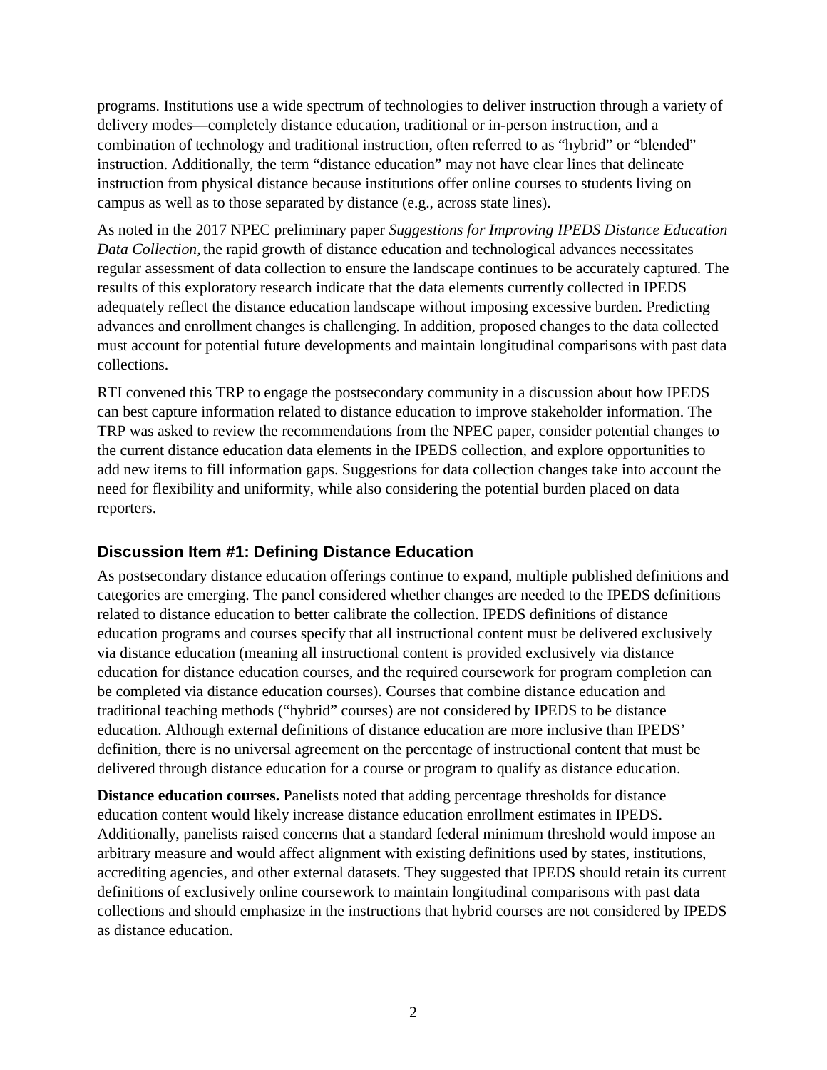programs. Institutions use a wide spectrum of technologies to deliver instruction through a variety of delivery modes—completely distance education, traditional or in-person instruction, and a combination of technology and traditional instruction, often referred to as "hybrid" or "blended" instruction. Additionally, the term "distance education" may not have clear lines that delineate instruction from physical distance because institutions offer online courses to students living on campus as well as to those separated by distance (e.g., across state lines).

As noted in the 2017 NPEC preliminary paper *Suggestions for Improving IPEDS Distance Education Data Collection*, the rapid growth of distance education and technological advances necessitates regular assessment of data collection to ensure the landscape continues to be accurately captured. The results of this exploratory research indicate that the data elements currently collected in IPEDS adequately reflect the distance education landscape without imposing excessive burden. Predicting advances and enrollment changes is challenging. In addition, proposed changes to the data collected must account for potential future developments and maintain longitudinal comparisons with past data collections.

RTI convened this TRP to engage the postsecondary community in a discussion about how IPEDS can best capture information related to distance education to improve stakeholder information. The TRP was asked to review the recommendations from the NPEC paper, consider potential changes to the current distance education data elements in the IPEDS collection, and explore opportunities to add new items to fill information gaps. Suggestions for data collection changes take into account the need for flexibility and uniformity, while also considering the potential burden placed on data reporters.

## Discussion Item #1: Defining Distance Education

As postsecondary distance education offerings continue to expand, multiple published definitions and categories are emerging. The panel considered whether changes are needed to the IPEDS definitions related to distance education to better calibrate the collection. IPEDS definitions of distance education programs and courses specify that all instructional content must be delivered exclusively via distance education (meaning all instructional content is provided exclusively via distance education for distance education courses, and the required coursework for program completion can be completed via distance education courses). Courses that combine distance education and traditional teaching methods ("hybrid" courses) are not considered by IPEDS to be distance education. Although external definitions of distance education are more inclusive than IPEDS' definition, there is no universal agreement on the percentage of instructional content that must be delivered through distance education for a course or program to qualify as distance education.

**Distance education courses.** Panelists noted that adding percentage thresholds for distance education content would likely increase distance education enrollment estimates in IPEDS. Additionally, panelists raised concerns that a standard federal minimum threshold would impose an arbitrary measure and would affect alignment with existing definitions used by states, institutions, accrediting agencies, and other external datasets. They suggested that IPEDS should retain its current definitions of exclusively online coursework to maintain longitudinal comparisons with past data collections and should emphasize in the instructions that hybrid courses are not considered by IPEDS as distance education.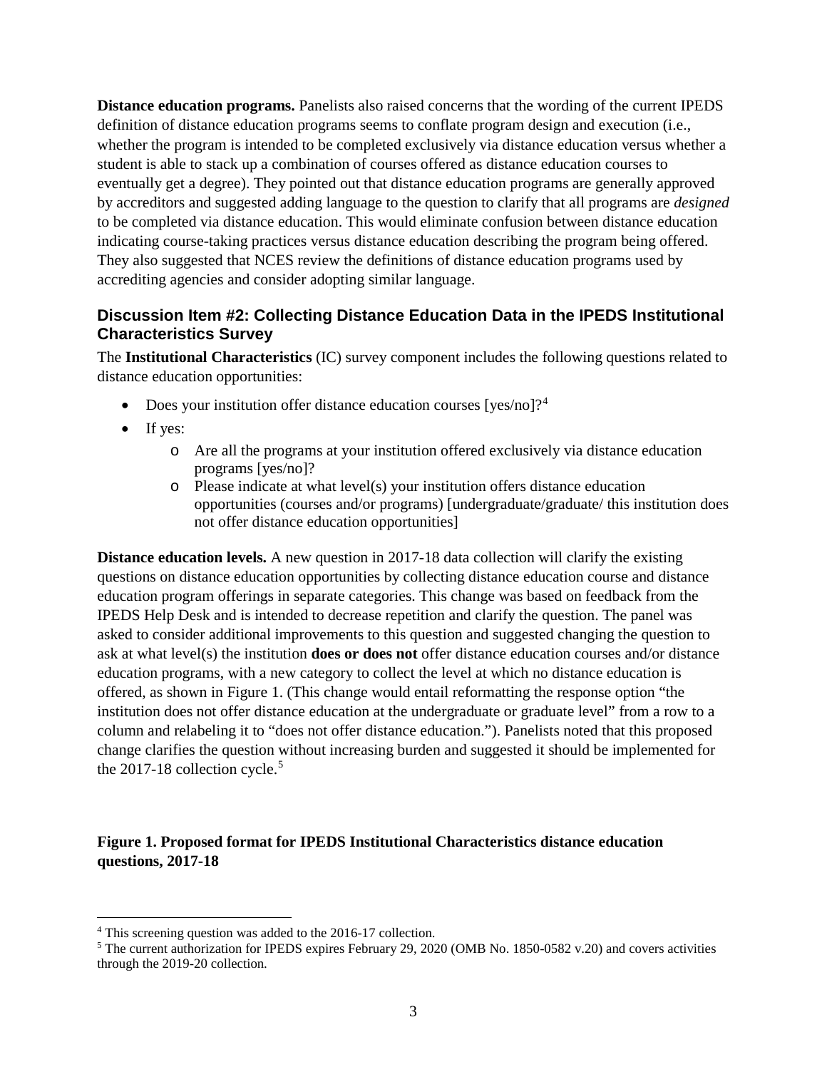**Distance education programs.** Panelists also raised concerns that the wording of the current IPEDS definition of distance education programs seems to conflate program design and execution (i.e., whether the program is intended to be completed exclusively via distance education versus whether a student is able to stack up a combination of courses offered as distance education courses to eventually get a degree). They pointed out that distance education programs are generally approved by accreditors and suggested adding language to the question to clarify that all programs are *designed* to be completed via distance education. This would eliminate confusion between distance education indicating course-taking practices versus distance education describing the program being offered. They also suggested that NCES review the definitions of distance education programs used by accrediting agencies and consider adopting similar language.

## Discussion Item #2: Collecting Distance Education Data in the IPEDS Institutional Characteristics Survey

The **Institutional Characteristics** (IC) survey component includes the following questions related to distance education opportunities:

- Does your institution offer distance education courses [yes/no]?[4]
- If yes:
    - Are all the programs at your institution offered exclusively via distance education programs [yes/no]?
    - Please indicate at what level(s) your institution offers distance education opportunities (courses and/or programs) [undergraduate/graduate/ this institution does not offer distance education opportunities]

**Distance education levels.** A new question in 2017-18 data collection will clarify the existing questions on distance education opportunities by collecting distance education course and distance education program offerings in separate categories. This change was based on feedback from the IPEDS Help Desk and is intended to decrease repetition and clarify the question. The panel was asked to consider additional improvements to this question and suggested changing the question to ask at what level(s) the institution **does or does not** offer distance education courses and/or distance education programs, with a new category to collect the level at which no distance education is offered, as shown in Figure 1. (This change would entail reformatting the response option "the institution does not offer distance education at the undergraduate or graduate level" from a row to a column and relabeling it to "does not offer distance education."). Panelists noted that this proposed change clarifies the question without increasing burden and suggested it should be implemented for the 2017-18 collection cycle.[5]

**Figure 1. Proposed format for IPEDS Institutional Characteristics distance education questions, 2017-18**

[4] This screening question was added to the 2016-17 collection.

[5] The current authorization for IPEDS expires February 29, 2020 (OMB No. 1850-0582 v.20) and covers activities through the 2019-20 collection.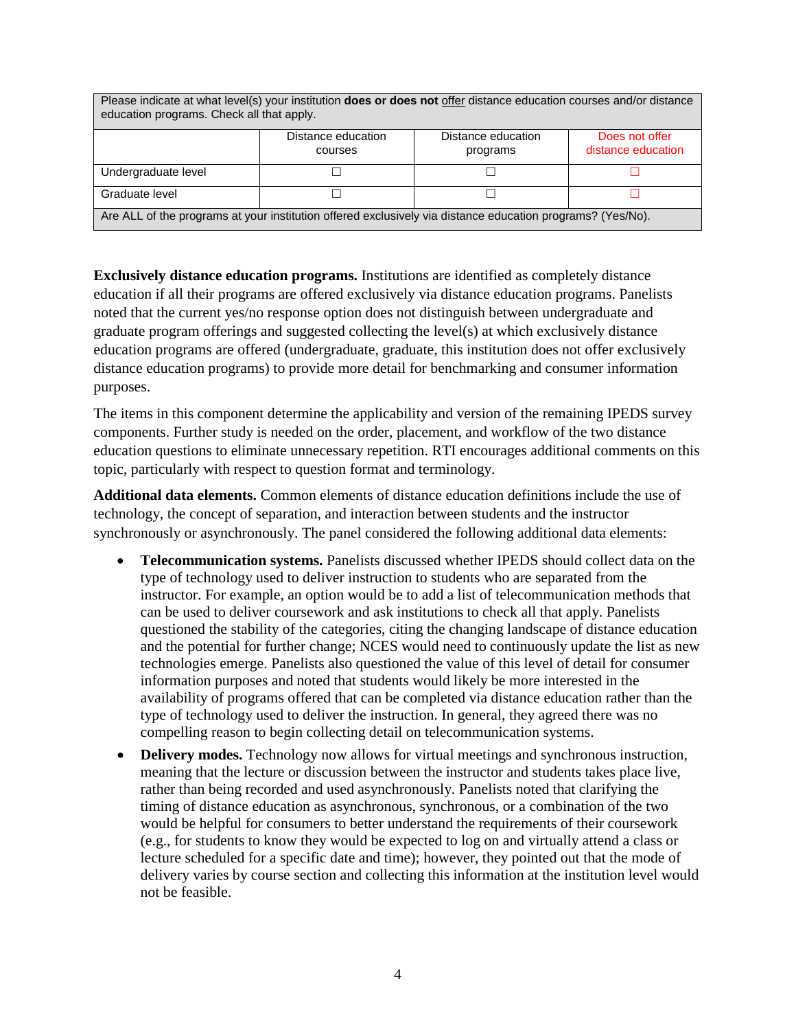| Please indicate at what level(s) your institution **does or does not** offer distance education courses and/or distance education programs. Check all that apply. | | | |
|---|---|---|---|
| | Distance education courses | Distance education programs | Does not offer distance education |
| Undergraduate level | ☐ | ☐ | ☐ |
| Graduate level | ☐ | ☐ | ☐ |
| Are ALL of the programs at your institution offered exclusively via distance education programs? (Yes/No). | | | |

**Exclusively distance education programs.** Institutions are identified as completely distance education if all their programs are offered exclusively via distance education programs. Panelists noted that the current yes/no response option does not distinguish between undergraduate and graduate program offerings and suggested collecting the level(s) at which exclusively distance education programs are offered (undergraduate, graduate, this institution does not offer exclusively distance education programs) to provide more detail for benchmarking and consumer information purposes.

The items in this component determine the applicability and version of the remaining IPEDS survey components. Further study is needed on the order, placement, and workflow of the two distance education questions to eliminate unnecessary repetition. RTI encourages additional comments on this topic, particularly with respect to question format and terminology.

**Additional data elements.** Common elements of distance education definitions include the use of technology, the concept of separation, and interaction between students and the instructor synchronously or asynchronously. The panel considered the following additional data elements:

- **Telecommunication systems.** Panelists discussed whether IPEDS should collect data on the type of technology used to deliver instruction to students who are separated from the instructor. For example, an option would be to add a list of telecommunication methods that can be used to deliver coursework and ask institutions to check all that apply. Panelists questioned the stability of the categories, citing the changing landscape of distance education and the potential for further change; NCES would need to continuously update the list as new technologies emerge. Panelists also questioned the value of this level of detail for consumer information purposes and noted that students would likely be more interested in the availability of programs offered that can be completed via distance education rather than the type of technology used to deliver the instruction. In general, they agreed there was no compelling reason to begin collecting detail on telecommunication systems.
- **Delivery modes.** Technology now allows for virtual meetings and synchronous instruction, meaning that the lecture or discussion between the instructor and students takes place live, rather than being recorded and used asynchronously. Panelists noted that clarifying the timing of distance education as asynchronous, synchronous, or a combination of the two would be helpful for consumers to better understand the requirements of their coursework (e.g., for students to know they would be expected to log on and virtually attend a class or lecture scheduled for a specific date and time); however, they pointed out that the mode of delivery varies by course section and collecting this information at the institution level would not be feasible.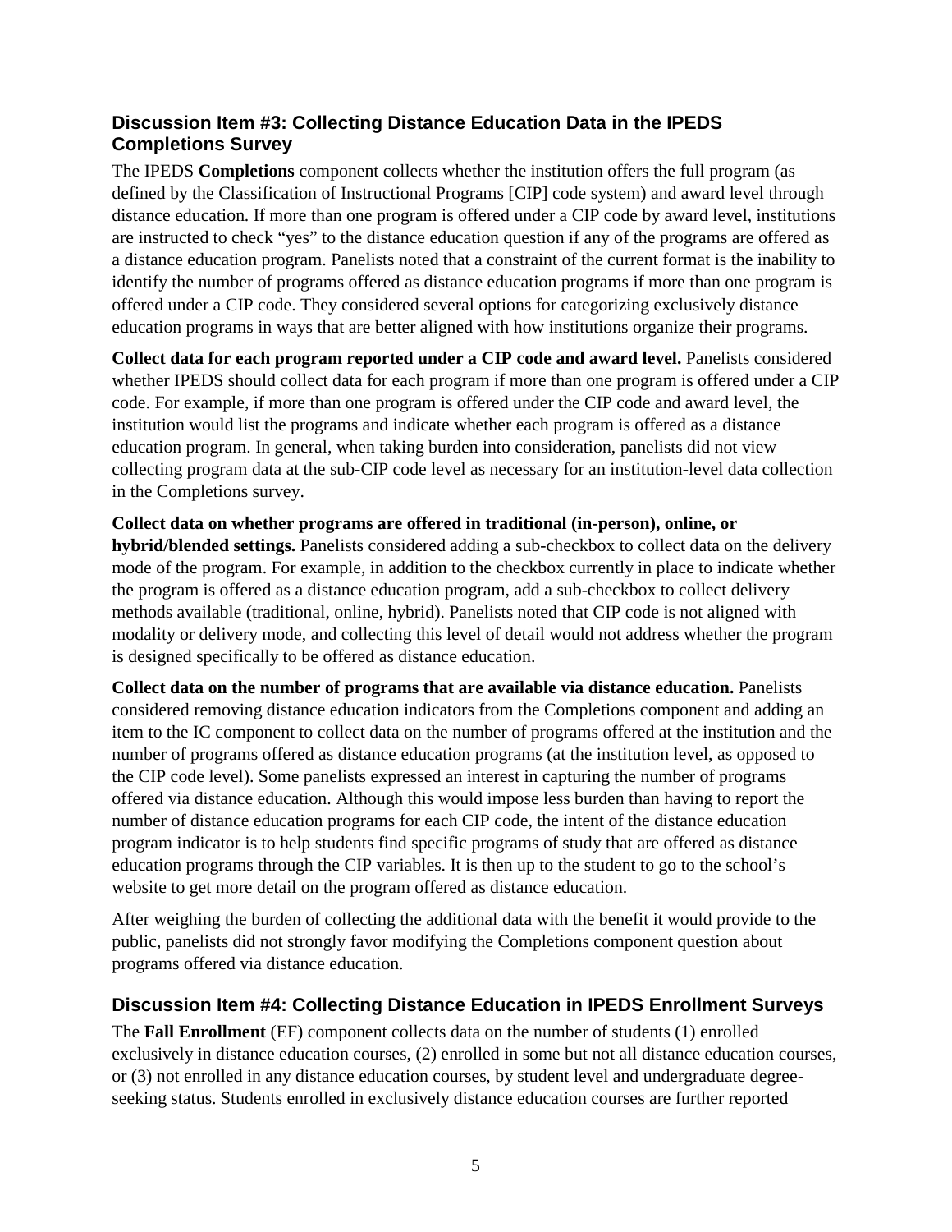## Discussion Item #3: Collecting Distance Education Data in the IPEDS Completions Survey

The IPEDS **Completions** component collects whether the institution offers the full program (as defined by the Classification of Instructional Programs [CIP] code system) and award level through distance education. If more than one program is offered under a CIP code by award level, institutions are instructed to check "yes" to the distance education question if any of the programs are offered as a distance education program. Panelists noted that a constraint of the current format is the inability to identify the number of programs offered as distance education programs if more than one program is offered under a CIP code. They considered several options for categorizing exclusively distance education programs in ways that are better aligned with how institutions organize their programs.

**Collect data for each program reported under a CIP code and award level.** Panelists considered whether IPEDS should collect data for each program if more than one program is offered under a CIP code. For example, if more than one program is offered under the CIP code and award level, the institution would list the programs and indicate whether each program is offered as a distance education program. In general, when taking burden into consideration, panelists did not view collecting program data at the sub-CIP code level as necessary for an institution-level data collection in the Completions survey.

**Collect data on whether programs are offered in traditional (in-person), online, or hybrid/blended settings.** Panelists considered adding a sub-checkbox to collect data on the delivery mode of the program. For example, in addition to the checkbox currently in place to indicate whether the program is offered as a distance education program, add a sub-checkbox to collect delivery methods available (traditional, online, hybrid). Panelists noted that CIP code is not aligned with modality or delivery mode, and collecting this level of detail would not address whether the program is designed specifically to be offered as distance education.

**Collect data on the number of programs that are available via distance education.** Panelists considered removing distance education indicators from the Completions component and adding an item to the IC component to collect data on the number of programs offered at the institution and the number of programs offered as distance education programs (at the institution level, as opposed to the CIP code level). Some panelists expressed an interest in capturing the number of programs offered via distance education. Although this would impose less burden than having to report the number of distance education programs for each CIP code, the intent of the distance education program indicator is to help students find specific programs of study that are offered as distance education programs through the CIP variables. It is then up to the student to go to the school's website to get more detail on the program offered as distance education.

After weighing the burden of collecting the additional data with the benefit it would provide to the public, panelists did not strongly favor modifying the Completions component question about programs offered via distance education.

## Discussion Item #4: Collecting Distance Education in IPEDS Enrollment Surveys

The **Fall Enrollment** (EF) component collects data on the number of students (1) enrolled exclusively in distance education courses, (2) enrolled in some but not all distance education courses, or (3) not enrolled in any distance education courses, by student level and undergraduate degree-seeking status. Students enrolled in exclusively distance education courses are further reported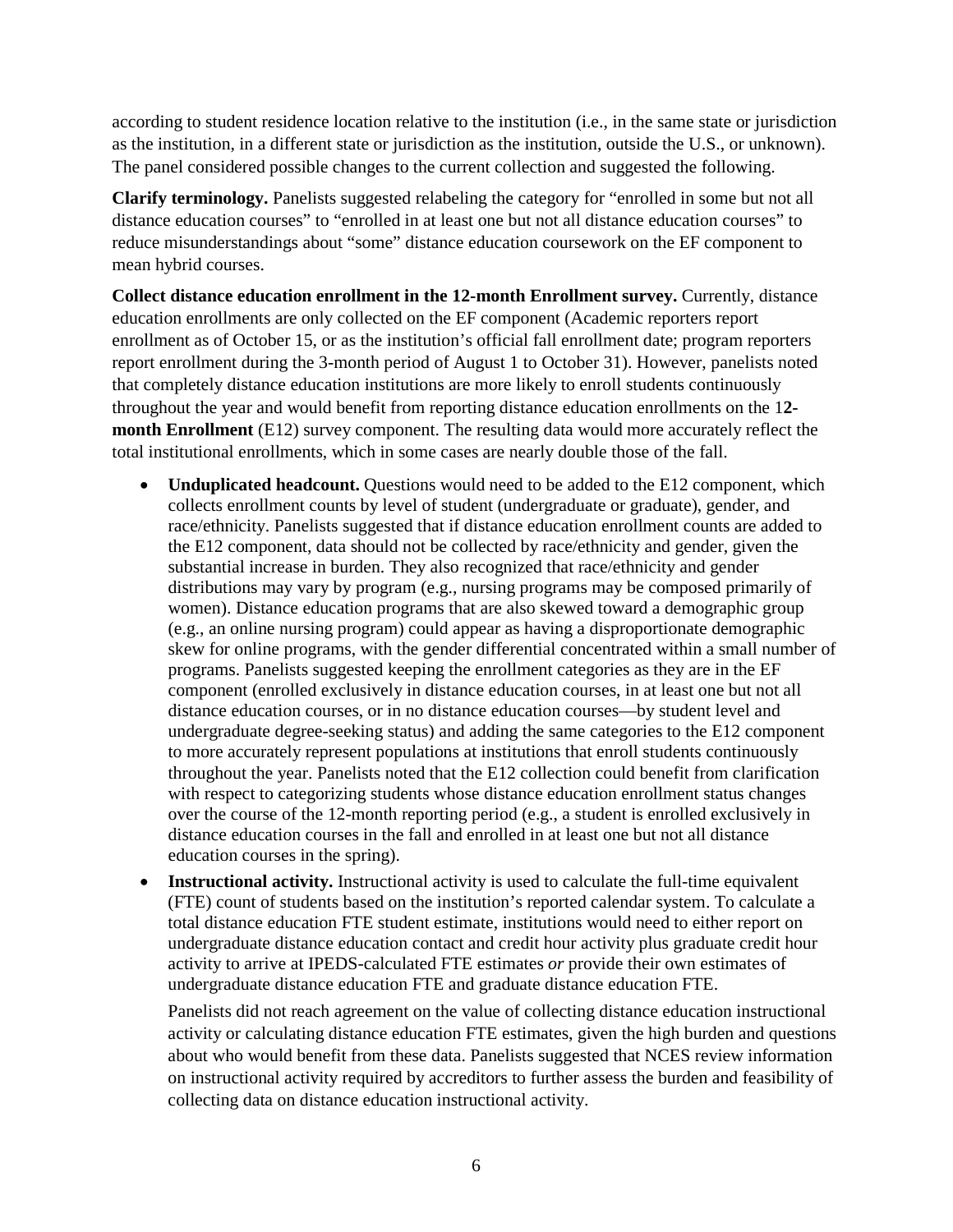according to student residence location relative to the institution (i.e., in the same state or jurisdiction as the institution, in a different state or jurisdiction as the institution, outside the U.S., or unknown). The panel considered possible changes to the current collection and suggested the following.

**Clarify terminology.** Panelists suggested relabeling the category for "enrolled in some but not all distance education courses" to "enrolled in at least one but not all distance education courses" to reduce misunderstandings about "some" distance education coursework on the EF component to mean hybrid courses.

**Collect distance education enrollment in the 12-month Enrollment survey.** Currently, distance education enrollments are only collected on the EF component (Academic reporters report enrollment as of October 15, or as the institution's official fall enrollment date; program reporters report enrollment during the 3-month period of August 1 to October 31). However, panelists noted that completely distance education institutions are more likely to enroll students continuously throughout the year and would benefit from reporting distance education enrollments on the 1**2-month Enrollment** (E12) survey component. The resulting data would more accurately reflect the total institutional enrollments, which in some cases are nearly double those of the fall.

- **Unduplicated headcount.** Questions would need to be added to the E12 component, which collects enrollment counts by level of student (undergraduate or graduate), gender, and race/ethnicity. Panelists suggested that if distance education enrollment counts are added to the E12 component, data should not be collected by race/ethnicity and gender, given the substantial increase in burden. They also recognized that race/ethnicity and gender distributions may vary by program (e.g., nursing programs may be composed primarily of women). Distance education programs that are also skewed toward a demographic group (e.g., an online nursing program) could appear as having a disproportionate demographic skew for online programs, with the gender differential concentrated within a small number of programs. Panelists suggested keeping the enrollment categories as they are in the EF component (enrolled exclusively in distance education courses, in at least one but not all distance education courses, or in no distance education courses—by student level and undergraduate degree-seeking status) and adding the same categories to the E12 component to more accurately represent populations at institutions that enroll students continuously throughout the year. Panelists noted that the E12 collection could benefit from clarification with respect to categorizing students whose distance education enrollment status changes over the course of the 12-month reporting period (e.g., a student is enrolled exclusively in distance education courses in the fall and enrolled in at least one but not all distance education courses in the spring).
- **Instructional activity.** Instructional activity is used to calculate the full-time equivalent (FTE) count of students based on the institution's reported calendar system. To calculate a total distance education FTE student estimate, institutions would need to either report on undergraduate distance education contact and credit hour activity plus graduate credit hour activity to arrive at IPEDS-calculated FTE estimates *or* provide their own estimates of undergraduate distance education FTE and graduate distance education FTE.

  Panelists did not reach agreement on the value of collecting distance education instructional activity or calculating distance education FTE estimates, given the high burden and questions about who would benefit from these data. Panelists suggested that NCES review information on instructional activity required by accreditors to further assess the burden and feasibility of collecting data on distance education instructional activity.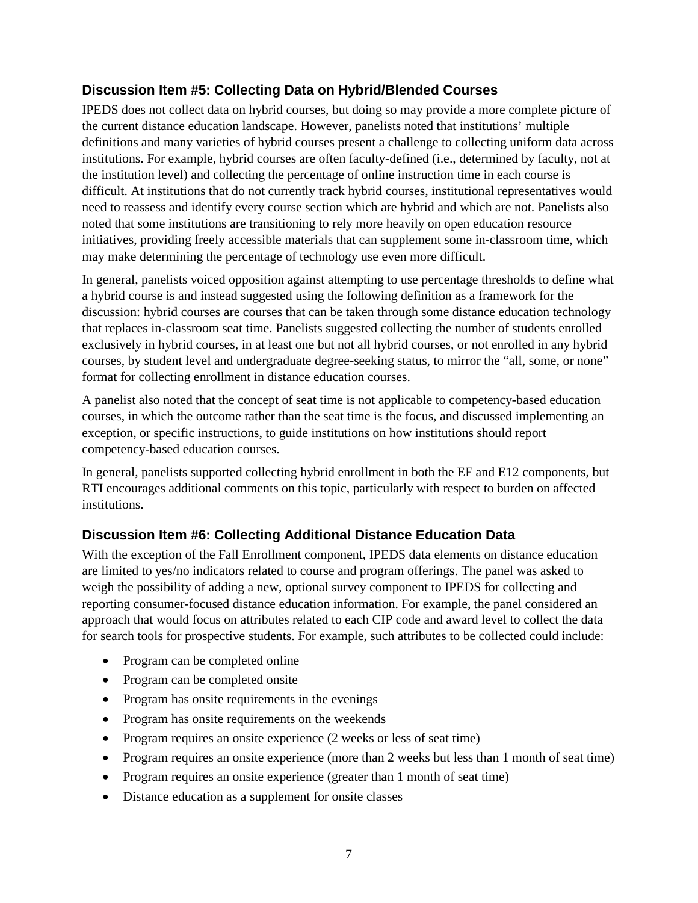### Discussion Item #5: Collecting Data on Hybrid/Blended Courses

IPEDS does not collect data on hybrid courses, but doing so may provide a more complete picture of the current distance education landscape. However, panelists noted that institutions' multiple definitions and many varieties of hybrid courses present a challenge to collecting uniform data across institutions. For example, hybrid courses are often faculty-defined (i.e., determined by faculty, not at the institution level) and collecting the percentage of online instruction time in each course is difficult. At institutions that do not currently track hybrid courses, institutional representatives would need to reassess and identify every course section which are hybrid and which are not. Panelists also noted that some institutions are transitioning to rely more heavily on open education resource initiatives, providing freely accessible materials that can supplement some in-classroom time, which may make determining the percentage of technology use even more difficult.

In general, panelists voiced opposition against attempting to use percentage thresholds to define what a hybrid course is and instead suggested using the following definition as a framework for the discussion: hybrid courses are courses that can be taken through some distance education technology that replaces in-classroom seat time. Panelists suggested collecting the number of students enrolled exclusively in hybrid courses, in at least one but not all hybrid courses, or not enrolled in any hybrid courses, by student level and undergraduate degree-seeking status, to mirror the "all, some, or none" format for collecting enrollment in distance education courses.

A panelist also noted that the concept of seat time is not applicable to competency-based education courses, in which the outcome rather than the seat time is the focus, and discussed implementing an exception, or specific instructions, to guide institutions on how institutions should report competency-based education courses.

In general, panelists supported collecting hybrid enrollment in both the EF and E12 components, but RTI encourages additional comments on this topic, particularly with respect to burden on affected institutions.

### Discussion Item #6: Collecting Additional Distance Education Data

With the exception of the Fall Enrollment component, IPEDS data elements on distance education are limited to yes/no indicators related to course and program offerings. The panel was asked to weigh the possibility of adding a new, optional survey component to IPEDS for collecting and reporting consumer-focused distance education information. For example, the panel considered an approach that would focus on attributes related to each CIP code and award level to collect the data for search tools for prospective students. For example, such attributes to be collected could include:

- Program can be completed online
- Program can be completed onsite
- Program has onsite requirements in the evenings
- Program has onsite requirements on the weekends
- Program requires an onsite experience (2 weeks or less of seat time)
- Program requires an onsite experience (more than 2 weeks but less than 1 month of seat time)
- Program requires an onsite experience (greater than 1 month of seat time)
- Distance education as a supplement for onsite classes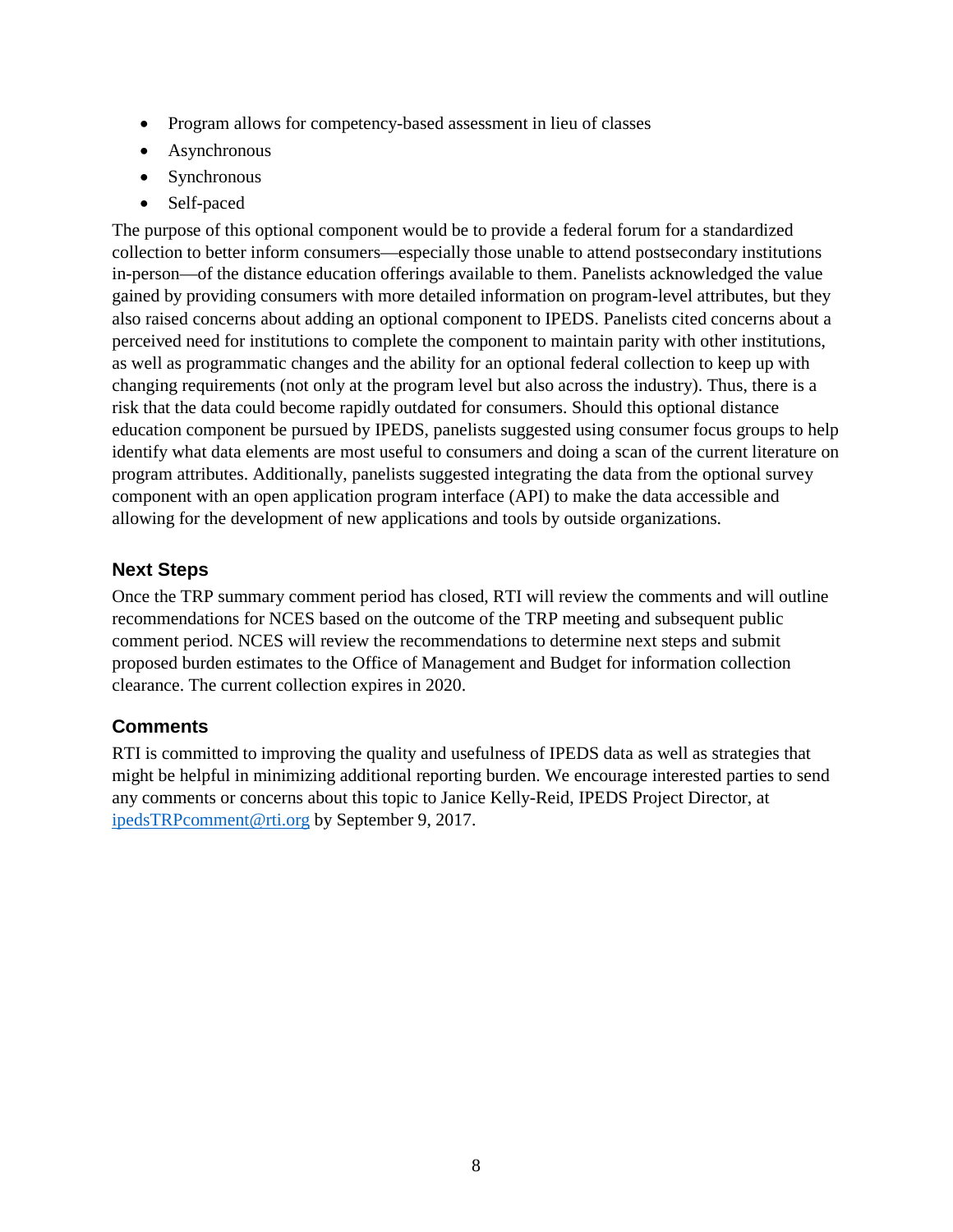- Program allows for competency-based assessment in lieu of classes
- Asynchronous
- Synchronous
- Self-paced

The purpose of this optional component would be to provide a federal forum for a standardized collection to better inform consumers—especially those unable to attend postsecondary institutions in-person—of the distance education offerings available to them. Panelists acknowledged the value gained by providing consumers with more detailed information on program-level attributes, but they also raised concerns about adding an optional component to IPEDS. Panelists cited concerns about a perceived need for institutions to complete the component to maintain parity with other institutions, as well as programmatic changes and the ability for an optional federal collection to keep up with changing requirements (not only at the program level but also across the industry). Thus, there is a risk that the data could become rapidly outdated for consumers. Should this optional distance education component be pursued by IPEDS, panelists suggested using consumer focus groups to help identify what data elements are most useful to consumers and doing a scan of the current literature on program attributes. Additionally, panelists suggested integrating the data from the optional survey component with an open application program interface (API) to make the data accessible and allowing for the development of new applications and tools by outside organizations.

## Next Steps

Once the TRP summary comment period has closed, RTI will review the comments and will outline recommendations for NCES based on the outcome of the TRP meeting and subsequent public comment period. NCES will review the recommendations to determine next steps and submit proposed burden estimates to the Office of Management and Budget for information collection clearance. The current collection expires in 2020.

## Comments

RTI is committed to improving the quality and usefulness of IPEDS data as well as strategies that might be helpful in minimizing additional reporting burden. We encourage interested parties to send any comments or concerns about this topic to Janice Kelly-Reid, IPEDS Project Director, at ipedsTRPcomment@rti.org by September 9, 2017.